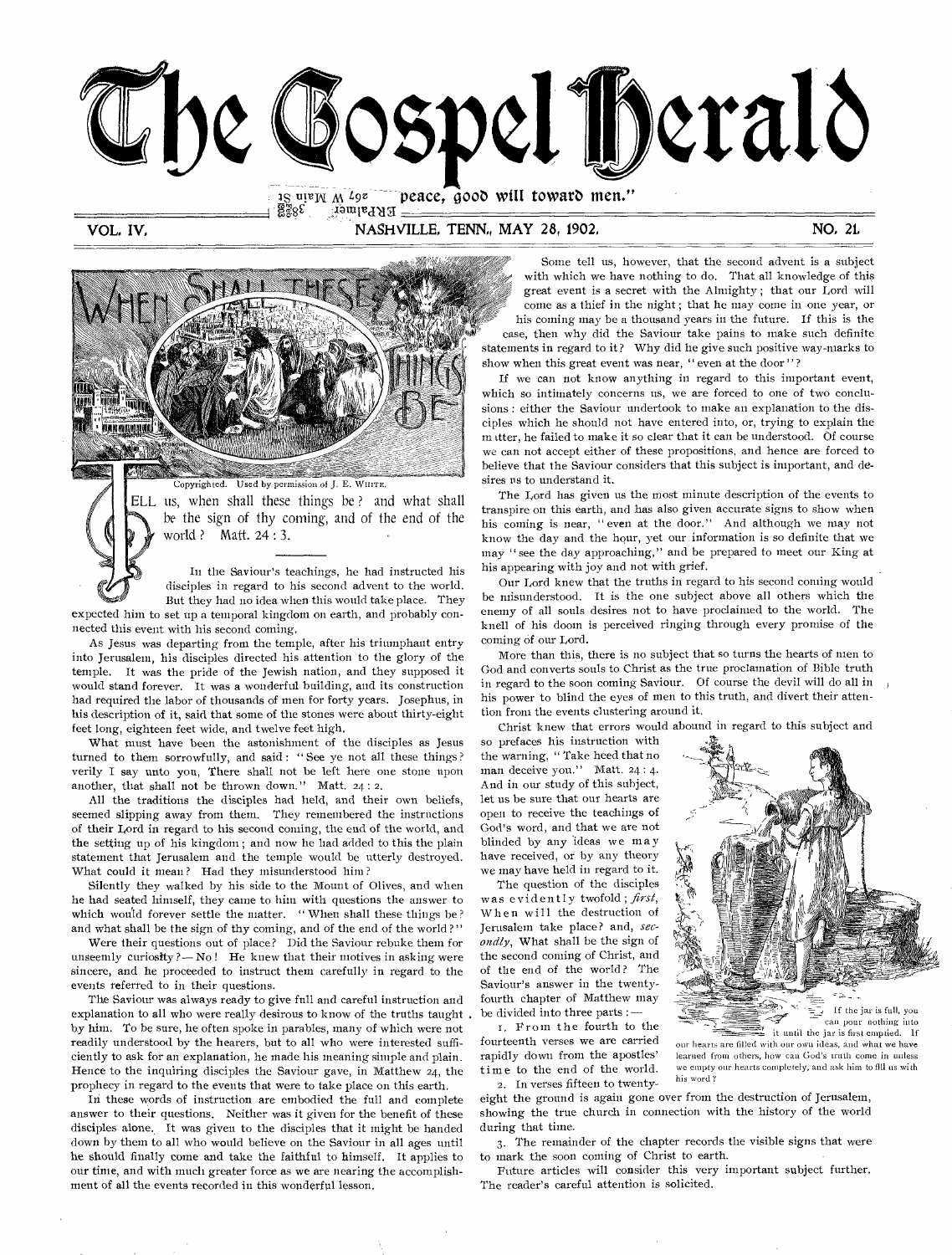# The Gospel Herald

"...peace, good will toward men."

VOL. IV. NASHVILLE, TENN., MAY 28, 1902. NO. 21.

## WHEN SHALL THESE THINGS BE

Copyrighted. Used by permission of J. E. White.

TELL us, when shall these things be? and what shall be the sign of thy coming, and of the end of the world? Matt. 24:3.

In the Saviour's teachings, he had instructed his disciples in regard to his second advent to the world. But they had no idea when this would take place. They expected him to set up a temporal kingdom on earth, and probably connected this event with his second coming.

As Jesus was departing from the temple, after his triumphant entry into Jerusalem, his disciples directed his attention to the glory of the temple. It was the pride of the Jewish nation, and they supposed it would stand forever. It was a wonderful building, and its construction had required the labor of thousands of men for forty years. Josephus, in his description of it, said that some of the stones were about thirty-eight feet long, eighteen feet wide, and twelve feet high.

What must have been the astonishment of the disciples as Jesus turned to them sorrowfully, and said: "See ye not all these things? verily I say unto you, There shall not be left here one stone upon another, that shall not be thrown down." Matt. 24:2.

All the traditions the disciples had held, and their own beliefs, seemed slipping away from them. They remembered the instructions of their Lord in regard to his second coming, the end of the world, and the setting up of his kingdom; and now he had added to this the plain statement that Jerusalem and the temple would be utterly destroyed. What could it mean? Had they misunderstood him?

Silently they walked by his side to the Mount of Olives, and when he had seated himself, they came to him with questions the answer to which would forever settle the matter. "When shall these things be? and what shall be the sign of thy coming, and of the end of the world?"

Were their questions out of place? Did the Saviour rebuke them for unseemly curiosity? — No! He knew that their motives in asking were sincere, and he proceeded to instruct them carefully in regard to the events referred to in their questions.

The Saviour was always ready to give full and careful instruction and explanation to all who were really desirous to know of the truths taught by him. To be sure, he often spoke in parables, many of which were not readily understood by the hearers, but to all who were interested sufficiently to ask for an explanation, he made his meaning simple and plain. Hence to the inquiring disciples the Saviour gave, in Matthew 24, the prophecy in regard to the events that were to take place on this earth.

In these words of instruction are embodied the full and complete answer to their questions. Neither was it given for the benefit of these disciples alone. It was given to the disciples that it might be handed down by them to all who would believe on the Saviour in all ages until he should finally come and take the faithful to himself. It applies to our time, and with much greater force as we are nearing the accomplishment of all the events recorded in this wonderful lesson.

Some tell us, however, that the second advent is a subject with which we have nothing to do. That all knowledge of this great event is a secret with the Almighty; that our Lord will come as a thief in the night; that he may come in one year, or his coming may be a thousand years in the future. If this is the case, then why did the Saviour take pains to make such definite statements in regard to it? Why did he give such positive way-marks to show when this great event was near, "even at the door"?

If we can not know anything in regard to this important event, which so intimately concerns us, we are forced to one of two conclusions: either the Saviour undertook to make an explanation to the disciples which he should not have entered into, or, trying to explain the matter, he failed to make it so clear that it can be understood. Of course we can not accept either of these propositions, and hence are forced to believe that the Saviour considers that this subject is important, and desires us to understand it.

The Lord has given us the most minute description of the events to transpire on this earth, and has also given accurate signs to show when his coming is near, "even at the door." And although we may not know the day and the hour, yet our information is so definite that we may "see the day approaching," and be prepared to meet our King at his appearing with joy and not with grief.

Our Lord knew that the truths in regard to his second coming would be misunderstood. It is the one subject above all others which the enemy of all souls desires not to have proclaimed to the world. The knell of his doom is perceived ringing through every promise of the coming of our Lord.

More than this, there is no subject that so turns the hearts of men to God and converts souls to Christ as the true proclamation of Bible truth in regard to the soon coming Saviour. Of course the devil will do all in his power to blind the eyes of men to this truth, and divert their attention from the events clustering around it.

Christ knew that errors would abound in regard to this subject and so prefaces his instruction with the warning, "Take heed that no man deceive you." Matt. 24:4. And in our study of this subject, let us be sure that our hearts are open to receive the teachings of God's word, and that we are not blinded by any ideas we may have received, or by any theory we may have held in regard to it.

The question of the disciples was evidently twofold; *first*, When will the destruction of Jerusalem take place? and, *secondly*, What shall be the sign of the second coming of Christ, and of the end of the world? The Saviour's answer in the twenty-fourth chapter of Matthew may be divided into three parts:—

1. From the fourth to the fourteenth verses we are carried rapidly down from the apostles' time to the end of the world.
2. In verses fifteen to twenty-eight the ground is again gone over from the destruction of Jerusalem, showing the true church in connection with the history of the world during that time.
3. The remainder of the chapter records the visible signs that were to mark the soon coming of Christ to earth.

If the jar is full, you can pour nothing into it until the jar is first emptied. If our hearts are filled with our own ideas, and what we have learned from others, how can God's truth come in unless we empty our hearts completely, and ask him to fill us with his word?

Future articles will consider this very important subject further. The reader's careful attention is solicited.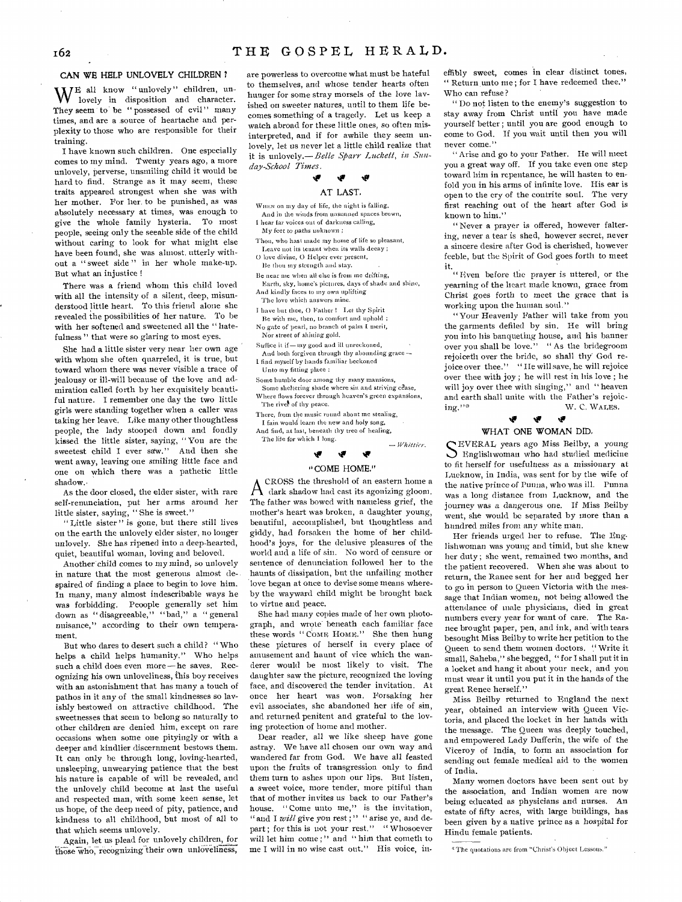## CAN WE HELP UNLOVELY CHILDREN?

We all know "unlovely" children, unlovely in disposition and character. They seem to be "possessed of evil" many times, and are a source of heartache and perplexity to those who are responsible for their training.

I have known such children. One especially comes to my mind. Twenty years ago, a more unlovely, perverse, unsmiling child it would be hard to find. Strange as it may seem, these traits appeared strongest when she was with her mother. For her to be punished, as was absolutely necessary at times, was enough to give the whole family hysteria. To most people, seeing only the seeable side of the child without caring to look for what might else have been found, she was almost utterly without a "sweet side" in her whole make-up. But what an injustice!

There was a friend whom this child loved with all the intensity of a silent, deep, misunderstood little heart. To this friend alone she revealed the possibilities of her nature. To be with her softened and sweetened all the "hatefulness" that were so glaring to most eyes.

She had a little sister very near her own age with whom she often quarreled, it is true, but toward whom there was never visible a trace of jealousy or ill-will because of the love and admiration called forth by her exquisitely beautiful nature. I remember one day the two little girls were standing together when a caller was taking her leave. Like many other thoughtless people, the lady stooped down and fondly kissed the little sister, saying, "You are the sweetest child I ever saw." And then she went away, leaving one smiling little face and one on which there was a pathetic little shadow.

As the door closed, the elder sister, with rare self-renunciation, put her arms around her little sister, saying, "She is sweet."

"Little sister" is gone, but there still lives on the earth the unlovely elder sister, no longer unlovely. She has ripened into a deep-hearted, quiet, beautiful woman, loving and beloved.

Another child comes to my mind, so unlovely in nature that the most generous almost despaired of finding a place to begin to love him. In many, many almost indescribable ways he was forbidding. People generally set him down as "disagreeable," "bad," a "general nuisance," according to their own temperament.

But who dares to desert such a child? "Who helps a child helps humanity." Who helps such a child does even more — he saves. Recognizing his own unloveliness, this boy receives with an astonishment that has many a touch of pathos in it any of the small kindnesses so lavishly bestowed on attractive childhood. The sweetnesses that seem to belong so naturally to other children are denied him, except on rare occasions when some one pityingly or with a deeper and kindlier discernment bestows them. It can only be through long, loving-hearted, unsleeping, unwearying patience that the best his nature is capable of will be revealed, and the unlovely child become at last the useful and respected man, with some keen sense, let us hope, of the deep need of pity, patience, and kindness to all childhood, but most of all to that which seems unlovely.

Again, let us plead for unlovely children, for those who, recognizing their own unloveliness, are powerless to overcome what must be hateful to themselves, and whose tender hearts often hunger for some stray morsels of the love lavished on sweeter natures, until to them life becomes something of a tragedy. Let us keep a watch abroad for these little ones, so often misinterpreted, and if for awhile they seem unlovely, let us never let a little child realize that it is unlovely.— *Belle Sparr Luckett, in Sunday-School Times.*

## AT LAST.

When on my day of life, the night is falling,
And in the winds from unsunned spaces brown,
I hear far voices out of darkness calling,
My feet to paths unknown;

Thou, who hast made my home of life so pleasant,
Leave not its tenant when its walls decay;
O love divine, O Helper ever present,
Be thou my strength and stay.

Be near me when all else is from me drifting,
Earth, sky, home's pictures, days of shade and shine,
And kindly faces to my own uplifting
The love which answers mine.

I have but thee, O Father! Let thy Spirit
Be with me, then, to comfort and uphold;
No gate of pearl, no branch of palm I merit,
Nor street of shining gold.

Suffice it if — my good and ill unreckoned,
And both forgiven through thy abounding grace —
I find myself by hands familiar beckoned
Unto my fitting place:

Some humble door among thy many mansions,
Some sheltering shade where sin and striving cease,
Where flows forever through heaven's green expansions,
The river of thy peace.

There, from the music round about me stealing,
I fain would learn the new and holy song,
And find, at last, beneath thy tree of healing,
The life for which I long.

— *Whittier.*

## "COME HOME."

Across the threshold of an eastern home a dark shadow had cast its agonizing gloom. The father was bowed with nameless grief, the mother's heart was broken, a daughter young, beautiful, accomplished, but thoughtless and giddy, had forsaken the home of her childhood's joys, for the delusive pleasures of the world and a life of sin. No word of censure or sentence of denunciation followed her to the haunts of dissipation, but the unfailing mother love began at once to devise some means whereby the wayward child might be brought back to virtue and peace.

She had many copies made of her own photograph, and wrote beneath each familiar face these words "Come Home." She then hung these pictures of herself in every place of amusement and haunt of vice which the wanderer would be most likely to visit. The daughter saw the picture, recognized the loving face, and discovered the tender invitation. At once her heart was won. Forsaking her evil associates, she abandoned her life of sin, and returned penitent and grateful to the loving protection of home and mother.

Dear reader, all we like sheep have gone astray. We have all chosen our own way and wandered far from God. We have all feasted upon the fruits of transgression only to find them turn to ashes upon our lips. But listen, a sweet voice, more tender, more pitiful than that of mother invites us back to our Father's house. "Come unto me," is the invitation, "and I *will* give you rest;" "arise ye, and depart; for this is not your rest." "Whosoever will let him come;" and "him that cometh to me I will in no wise cast out." His voice, ineffibly sweet, comes in clear distinct tones, "Return unto me; for I have redeemed thee." Who can refuse?

"Do not listen to the enemy's suggestion to stay away from Christ until you have made yourself better; until you are good enough to come to God. If you wait until then you will never come."

"Arise and go to your Father. He will meet you a great way off. If you take even one step toward him in repentance, he will hasten to enfold you in his arms of infinite love. His ear is open to the cry of the contrite soul. The very first reaching out of the heart after God is known to him."

"Never a prayer is offered, however faltering, never a tear is shed, however secret, never a sincere desire after God is cherished, however feeble, but the Spirit of God goes forth to meet it.

"Even before the prayer is uttered, or the yearning of the heart made known, grace from Christ goes forth to meet the grace that is working upon the human soul."

"Your Heavenly Father will take from you the garments defiled by sin. He will bring you into his banqueting house, and his banner over you shall be love." "As the bridegroom rejoiceth over the bride, so shall thy God rejoice over thee." "He will save, he will rejoice over thee with joy; he will rest in his love; he will joy over thee with singing," and "heaven and earth shall unite with the Father's rejoicing."*

W. C. Wales.

## WHAT ONE WOMAN DID.

Several years ago Miss Beilby, a young Englishwoman who had studied medicine to fit herself for usefulness as a missionary at Lucknow, in India, was sent for by the wife of the native prince of Punna, who was ill. Punna was a long distance from Lucknow, and the journey was a dangerous one. If Miss Beilby went, she would be separated by more than a hundred miles from any white man.

Her friends urged her to refuse. The Englishwoman was young and timid, but she knew her duty; she went, remained two months, and the patient recovered. When she was about to return, the Ranee sent for her and begged her to go in person to Queen Victoria with the message that Indian women, not being allowed the attendance of male physicians, died in great numbers every year for want of care. The Ranee brought paper, pen, and ink, and with tears besought Miss Beilby to write her petition to the Queen to send them women doctors. "Write it small, Saheba," she begged, "for I shall put it in a locket and hang it about your neck, and you must wear it until you put it in the hands of the great Renee herself."

Miss Beilby returned to England the next year, obtained an interview with Queen Victoria, and placed the locket in her hands with the message. The Queen was deeply touched, and empowered Lady Dufferin, the wife of the Viceroy of India, to form an association for sending out female medical aid to the women of India.

Many women doctors have been sent out by the association, and Indian women are now being educated as physicians and nurses. An estate of fifty acres, with large buildings, has been given by a native prince as a hospital for Hindu female patients.

---

*The quotations are from "Christ's Object Lessons."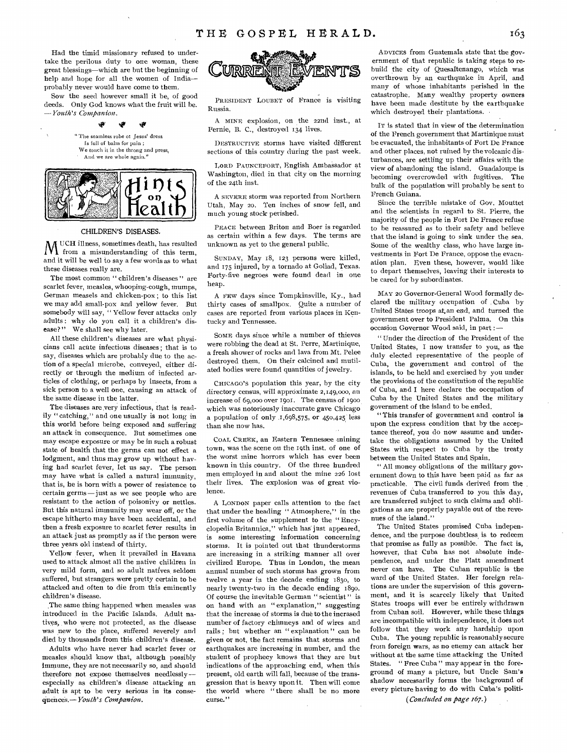Had the timid missionary refused to undertake the perilous duty to one woman, these great blessings—which are but the beginning of help and hope for all the women of India—probably never would have come to them.

Sow the seed however small it be, of good deeds. Only God knows what the fruit will be. —*Youth's Companion*.

> "The seamless robe of Jesus' dress
> Is full of balm for pain;
> We touch it in the throng and press,
> And we are whole again."

## Hints on Health

### CHILDREN'S DISEASES.

MUCH illness, sometimes death, has resulted from a misunderstanding of this term, and it will be well to say a few words as to what these diseases really are.

The most common "children's diseases" are scarlet fever, measles, whooping-cough, mumps, German measels and chicken-pox; to this list we may add small-pox and yellow fever. But somebody will say, "Yellow fever attacks only adults: why do you call it a children's disease?" We shall see why later.

All these children's diseases are what physicians call acute infectious diseases; that is to say, diseases which are probably due to the action of a special microbe, conveyed, either directly or through the medium of infected articles of clothing, or perhaps by insects, from a sick person to a well one, causing an attack of the same disease in the latter.

The diseases are very infectious, that is readily "catching," and one usually is not long in this world before being exposed and suffering an attack in consequence. But sometimes one may escape exposure or may be in such a robust state of health that the germs can not effect a lodgment, and thus may grow up without having had scarlet fever, let us say. The person may have what is called a natural immunity, that is, he is born with a power of resistence to certain germs—just as we see people who are resistant to the action of poisonivy or nettles. But this natural immunity may wear off, or the escape hitherto may have been accidental, and then a fresh exposure to scarlet fever results in an attack just as promptly as if the person were three years old instead of thirty.

Yellow fever, when it prevailed in Havana used to attack almost all the native children in very mild form, and so adult natives seldom suffered, but strangers were pretty certain to be attacked and often to die from this eminently children's disease.

The same thing happened when measles was introduced in the Pacific Islands. Adult natives, who were not protected, as the disease was new to the place, suffered severely and died by thousands from this children's disease.

Adults who have never had scarlet fever or measles should know that, although possibly immune, they are not necessarily so, and should therefore not expose themselves needlessly—especially as children's disease attacking an adult is apt to be very serious in its consequences.—*Youth's Companion*.

## Current Events

PRESIDENT LOUBET of France is visiting Russia.

A MINE explosion, on the 22nd inst., at Fernie, B. C., destroyed 134 lives.

DESTRUCTIVE storms have visited different sections of this country during the past week.

LORD PAUNCEFORT, English Ambassador at Washington, died in that city on the morning of the 24th inst.

A SEVERE storm was reported from Northern Utah, May 20. Ten inches of snow fell, and much young stock perished.

PEACE between Briton and Boer is regarded as certain within a few days. The terms are unknown as yet to the general public.

SUNDAY, May 18, 123 persons were killed, and 175 injured, by a tornado at Goliad, Texas. Forty-five negroes were found dead in one heap.

A FEW days since Tompkinsville, Ky., had thirty cases of smallpox. Quite a number of cases are reported from various places in Kentucky and Tennessee.

SOME days since while a number of thieves were robbing the dead at St. Perre, Martinique, a fresh shower of rocks and lava from Mt. Pelee destroyed them. On their calcined and mutilated bodies were found quantities of jewelry.

CHICAGO'S population this year, by the city directory census, will approximate 2,149,000, an increase of 69,000 over 1901. The census of 1900 which was notoriously inaccurate gave Chicago a population of only 1,698,575, or 450,425 less than she now has.

COAL CREEK, an Eastern Tennessee mining town, was the scene on the 19th inst. of one of the worst mine horrors which has ever been known in this country. Of the three hundred men employed in and about the mine 226 lost their lives. The explosion was of great violence.

A LONDON paper calls attention to the fact that under the heading "Atmosphere," in the first volume of the supplement to the "Encyclopedia Britannica," which has just appeared, is some interesting information concerning storms. It is pointed out that thunderstorms are increasing in a striking manner all over civilized Europe. Thus in London, the mean annual number of such storms has grown from twelve a year in the decade ending 1830, to nearly twenty-two in the decade ending 1890. Of course the inevitable German "scientist" is on hand with an "explanation," suggesting that the increase of storms is due to the incrased number of factory chimneys and of wires and rails; but whether an "explanation" can be given or not, the fact remains that storms and earthquakes are increasing in number, and the student of prophecy knows that they are but indications of the approaching end, when this present, old earth will fall, because of the transgression that is heavy upon it. Then will come the world where "there shall be no more curse."

ADVICES from Guatemala state that the government of that republic is taking steps to rebuild the city of Quesaltenango, which was overthrown by an earthquake in April, and many of whose inhabitants perished in the catastrophe. Many wealthy property owners have been made destitute by the earthquake which destroyed their plantations.

IT is stated that in view of the determination of the French government that Martinique must be evacuated, the inhabitants of Fort De France and other places, not ruined by the volcanic disturbances, are settling up their affairs with the view of abandoning the island. Guadaloupe is becoming overcrowded with fugitives. The bulk of the population will probably be sent to French Guiana.

Since the terrible mistake of Gov. Mouttet and the scientists in regard to St. Pierre, the majority of the people in Fort De France refuse to be reassured as to their safety and believe that the island is going to sink under the sea. Some of the wealthy class, who have large investments in Fort De France, oppose the evacuation plan. Even these, however, would like to depart themselves, leaving their interests to be cared for by subordinates.

MAY 20 Governor-General Wood formally declared the military occupation of Cuba by United States troops at an end, and turned the government over to President Palma. On this occasion Governor Wood said, in part:—

"Under the direction of the President of the United States, I now transfer to you, as the duly elected representative of the people of Cuba, the government and control of the islands, to be held and exercised by you under the provisions of the constitution of the republic of Cuba, and I here declare the occupation of Cuba by the United States and the military government of the island to be ended.

"This transfer of government and control is upon the express condition that by the acceptance thereof, you do now assume and undertake the obligations assumed by the United States with respect to Cuba by the treaty between the United States and Spain.

"All money obligations of the military government down to this have been paid as far as practicable. The civil funds derived from the revenues of Cuba transferred to you this day, are transferred subject to such claims and obligations as are properly payable out of the revenues of the island."

The United States promised Cuba independence, and the purpose doubtless is to redeem that promise as fully as possible. The fact is, however, that Cuba has not absolute independence, and under the Platt amendment never can have. The Cuban republic is the ward of the United States. Her foreign relations are under the supervision of this government, and it is scarcely likely that United States troops will ever be entirely withdrawn from Cuban soil. However, while these things are incompatible with independence, it does not follow that they work any hardship upon Cuba. The young republic is reasonably secure from foreign wars, as no enemy can attack her without at the same time attacking the United States. "Free Cuba" may appear in the foreground of many a picture, but Uncle Sam's shadow necessarily forms the background of every picture having to do with Cuba's politi-

(*Concluded on page 167.*)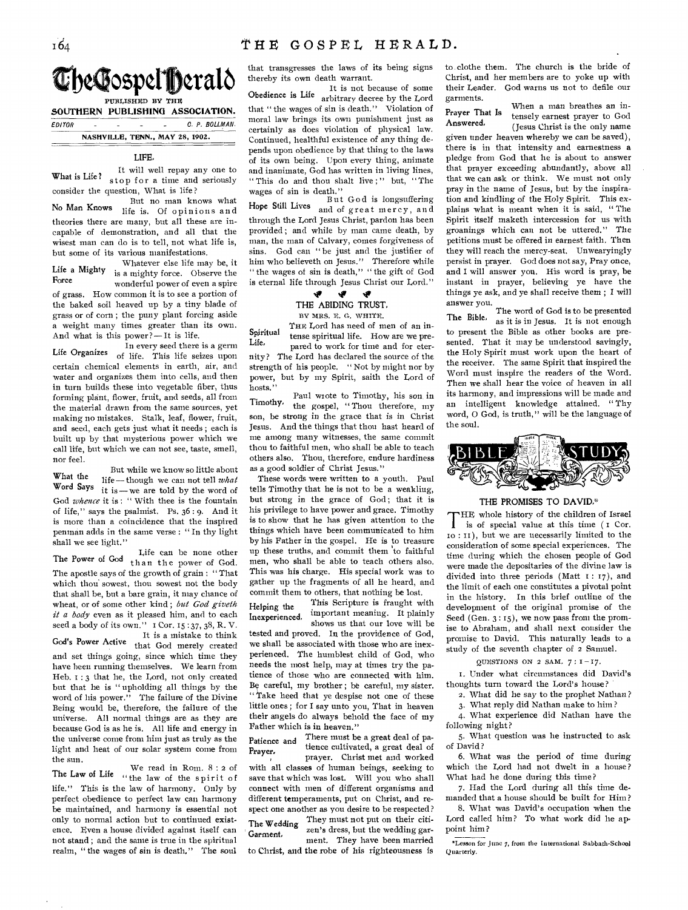# The Gospel Herald

PUBLISHED BY THE

**SOUTHERN PUBLISHING ASSOCIATION.**

EDITOR - - - - - C. P. BOLLMAN.

NASHVILLE, TENN., MAY 28, 1902.

## LIFE.

**What is Life?** It will well repay any one to stop for a time and seriously consider the question, What is life?

**No Man Knows** But no man knows what life is. Of opinions and theories there are many, but all these are incapable of demonstration, and all that the wisest man can do is to tell, not what life is, but some of its various manifestations.

**Life a Mighty Force** Whatever else life may be, it is a mighty force. Observe the wonderful power of even a spire of grass. How common it is to see a portion of the baked soil heaved up by a tiny blade of grass or of corn; the puny plant forcing aside a weight many times greater than its own. And what is this power?—It is life.

**Life Organizes** In every seed there is a germ of life. This life seizes upon certain chemical elements in earth, air, and water and organizes them into cells, and then in turn builds these into vegetable fiber, thus forming plant, flower, fruit, and seeds, all from the material drawn from the same sources, yet making no mistakes. Stalk, leaf, flower, fruit, and seed, each gets just what it needs; each is built up by that mysterious power which we call life, but which we can not see, taste, smell, nor feel.

**What the Word Says** But while we know so little about life—though we can not tell *what* it is—we are told by the word of God *whence* it is: "With thee is the fountain of life," says the psalmist. Ps. 36:9. And it is more than a coincidence that the inspired penman adds in the same verse: "In thy light shall we see light."

**The Power of God** Life can be none other than the power of God. The apostle says of the growth of grain: "That which thou sowest, thou sowest not the body that shall be, but a bare grain, it may chance of wheat, or of some other kind; *but God giveth it a body* even as it pleased him, and to each seed a body of its own." 1 Cor. 15:37, 38, R. V.

**God's Power Active** It is a mistake to think that God merely created and set things going, since which time they have been running themselves. We learn from Heb. 1:3 that he, the Lord, not only created but that he is "upholding all things by the word of his power." The failure of the Divine Being would be, therefore, the failure of the universe. All normal things are as they are because God is as he is. All life and energy in the universe come from him just as truly as the light and heat of our solar system come from the sun.

**The Law of Life** We read in Rom. 8:2 of "the law of the spirit of life." This is the law of harmony. Only by perfect obedience to perfect law can harmony be maintained, and harmony is essential not only to normal action but to continued existence. Even a house divided against itself can not stand; and the same is true in the spiritual realm, "the wages of sin is death." The soul that transgresses the laws of its being signs thereby its own death warrant.

**Obedience is Life** It is not because of some arbitrary decree by the Lord that "the wages of sin is death." Violation of moral law brings its own punishment just as certainly as does violation of physical law. Continued, healthful existence of any thing depends upon obedience by that thing to the laws of its own being. Upon every thing, animate and inanimate, God has written in living lines, "This do and thou shalt live;" but, "The wages of sin is death."

**Hope Still Lives** But God is longsuffering and of great mercy, and through the Lord Jesus Christ, pardon has been provided; and while by man came death, by man, the man of Calvary, comes forgiveness of sins. God can "be just and the justifier of him who believeth on Jesus." Therefore while "the wages of sin is death," "the gift of God is eternal life through Jesus Christ our Lord."

## THE ABIDING TRUST.

BY MRS. E. G. WHITE.

**Spiritual Life.** The Lord has need of men of an intense spiritual life. How are we prepared to work for time and for eternity? The Lord has declared the source of the strength of his people. "Not by might nor by power, but by my Spirit, saith the Lord of hosts."

**Timothy.** Paul wrote to Timothy, his son in the gospel, "Thou therefore, my son, be strong in the grace that is in Christ Jesus. And the things that thou hast heard of me among many witnesses, the same commit thou to faithful men, who shall be able to teach others also. Thou, therefore, endure hardiness as a good soldier of Christ Jesus."

These words were written to a youth. Paul tells Timothy that he is not to be a weakling, but strong in the grace of God; that it is his privilege to have power and grace. Timothy is to show that he has given attention to the things which have been communicated to him by his Father in the gospel. He is to treasure up these truths, and commit them to faithful men, who shall be able to teach others also. This was his charge. His special work was to gather up the fragments of all he heard, and commit them to others, that nothing be lost.

**Helping the Inexperienced.** This Scripture is fraught with important meaning. It plainly shows us that our love will be tested and proved. In the providence of God, we shall be associated with those who are inexperienced. The humblest child of God, who needs the most help, may at times try the patience of those who are connected with him. Be careful, my brother; be careful, my sister. "Take heed that ye despise not one of these little ones; for I say unto you, That in heaven their angels do always behold the face of my Father which is in heaven."

**Patience and Prayer.** There must be a great deal of patience cultivated, a great deal of prayer. Christ met and worked with all classes of human beings, seeking to save that which was lost. Will you who shall connect with men of different organisms and different temperaments, put on Christ, and respect one another as you desire to be respected?

**The Wedding Garment.** They must not put on their citizen's dress, but the wedding garment. They have been married to Christ, and the robe of his righteousness is to clothe them. The church is the bride of Christ, and her members are to yoke up with their Leader. God warns us not to defile our garments.

**Prayer That Is Answered.** When a man breathes an intensely earnest prayer to God (Jesus Christ is the only name given under heaven whereby we can be saved), there is in that intensity and earnestness a pledge from God that he is about to answer that prayer exceeding abundantly, above all that we can ask or think. We must not only pray in the name of Jesus, but by the inspiration and kindling of the Holy Spirit. This explains what is meant when it is said, "The Spirit itself maketh intercession for us with groanings which can not be uttered." The petitions must be offered in earnest faith. Then they will reach the mercy-seat. Unwearyingly persist in prayer. God does not say, Pray once, and I will answer you. His word is pray, be instant in prayer, believing ye have the things ye ask, and ye shall receive them; I will answer you.

**The Bible.** The word of God is to be presented as it is in Jesus. It is not enough to present the Bible as other books are presented. That it may be understood savingly, the Holy Spirit must work upon the heart of the receiver. The same Spirit that inspired the Word must inspire the readers of the Word. Then we shall hear the voice of heaven in all its harmony, and impressions will be made and an intelligent knowledge attained. "Thy word, O God, is truth," will be the language of the soul.

## BIBLE STUDY

### THE PROMISES TO DAVID.*

THE whole history of the children of Israel is of special value at this time (1 Cor. 10:11), but we are necessarily limited to the consideration of some special experiences. The time during which the chosen people of God were made the depositaries of the divine law is divided into three periods (Matt 1:17), and the limit of each one constitutes a pivotal point in the history. In this brief outline of the development of the original promise of the Seed (Gen. 3:15), we now pass from the promise to Abraham, and shall next consider the promise to David. This naturally leads to a study of the seventh chapter of 2 Samuel.

QUESTIONS ON 2 SAM. 7:1-17.

1. Under what circumstances did David's thoughts turn toward the Lord's house?
2. What did he say to the prophet Nathan?
3. What reply did Nathan make to him?
4. What experience did Nathan have the following night?
5. What question was he instructed to ask of David?
6. What was the period of time during which the Lord had not dwelt in a house? What had he done during this time?
7. Had the Lord during all this time demanded that a house should be built for Him?
8. What was David's occupation when the Lord called him? To what work did he appoint him?

*Lesson for June 7, from the International Sabbath-School Quarterly.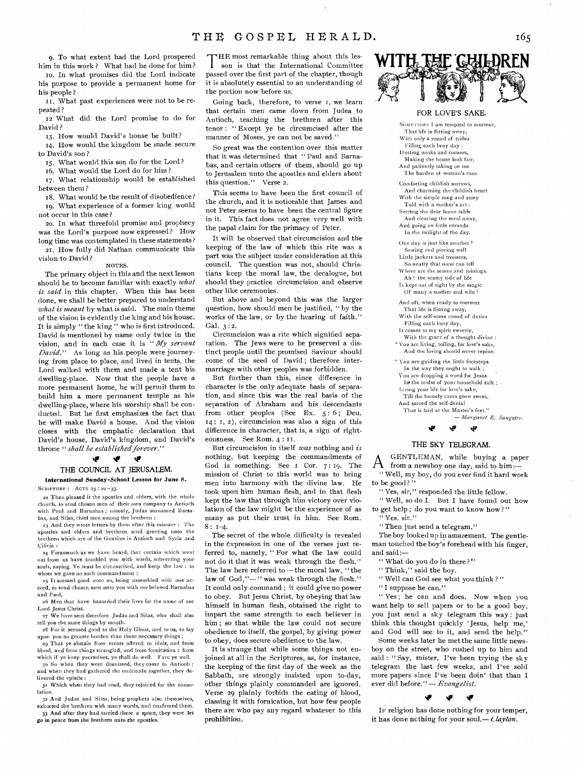9. To what extent had the Lord prospered him in this work? What had he done for him?

10. In what promises did the Lord indicate his purpose to provide a permanent home for his people?

11. What past experiences were not to be repeated?

12 What did the Lord promise to do for David?

13. How would David's house be built?

14. How would the kingdom be made secure to David's son?

15. What would this son do for the Lord?

16. What would the Lord do for him?

17. What relationship would be established between them?

18. What would be the result of disobedience?

19. What experience of a former king would not occur in this case?

20. In what threefold promise and prophecy was the Lord's purpose now expressed? How long time was contemplated in these statements?

21. How fully did Nathan communicate this vision to David?

NOTES.

The primary object in this and the next lesson should be to become familiar with exactly *what is said* in this chapter. When this has been done, we shall be better prepared to understand *what is meant* by what is said. The main theme of the vision is evidently the king and his house. It is simply "the king" who is first introduced. David is mentioned by name only twice in the vision, and in each case it is "*My servant David.*" As long as his people were journeying from place to place, and lived in tents, the Lord walked with them and made a tent his dwelling-place. Now that the people have a more permanent home, he will permit them to build him a more permanent temple as his dwelling-place, where his worship shall be conducted. But he first emphasizes the fact that he will make David a house. And the vision closes with the emphatic declaration that David's house, David's kingdom, and David's throne "*shall be established forever.*"

## THE COUNCIL AT JERUSALEM.

**International Sunday-School Lesson for June 8.**

SCRIPTURE: ACTS 15:22-33.

22 Then pleased it the apostles and elders, with the whole church, to send chosen men of their own company to Antioch with Paul and Barnabas; namely, Judas surnamed Barsabas, and Silas, chief men among the brethren:

23 And they wrote letters by them after this manner: The apostles and elders and brethren send greeting unto the brethren which are of the Gentiles in Antioch and Syria and Cilicia:

24 Forasmuch as we have heard, that certain which went out from us have troubled you with words, subverting your souls, saying, Ye must be circumcised, and keep the law: to whom we gave no such commandment:

25 It seemed good unto us, being assembled with one accord, to send chosen men unto you with our beloved Barnabas and Paul,

26 Men that have hazarded their lives for the name of our Lord Jesus Christ.

27 We have sent therefore Judas and Silas, who shall also tell you the same things by mouth.

28 For it seemed good to the Holy Ghost, and to us, to lay upon you no greater burden than these necessary things;

29 That ye abstain from meats offered to idols, and from blood, and from things strangled, and from fornication: from which if ye keep yourselves, ye shall do well. Fare ye well.

30 So when they were dismissed, they came to Antioch: and when they had gathered the multitude together, they delivered the epistle:

31 Which when they had read, they rejoiced for the consolation.

32 And Judas and Silas, being prophets also themselves, exhorted the brethren with many words, and confirmed them.

33 And after they had tarried there a space, they were let go in peace from the brethren unto the apostles.

THE most remarkable thing about this lesson is that the International Committee passed over the first part of the chapter, though it is absolutely essential to an understanding of the portion now before us.

Going back, therefore, to verse 1, we learn that certain men came down from Judea to Antioch, teaching the brethren after this tenor: "Except ye be circumcised after the manner of Moses, ye can not be saved."

So great was the contention over this matter that it was determined that "Paul and Barnabas, and certain others of them, should go up to Jerusalem unto the apostles and elders about this question." Verse 2.

This seems to have been the first council of the church, and it is noticeable that James and not Peter seems to have been the central figure in it. This fact does not agree very well with the papal claim for the primacy of Peter.

It will be observed that circumcision and the keeping of the law of which this rite was a part was the subject under consideration at this council. The question was not, should Christians keep the moral law, the decalogue, but should they practice circumcision and observe other like ceremonies.

But above and beyond this was the larger question, how should men be justified, "by the works of the law, or by the hearing of faith." Gal. 3:2.

Circumcision was a rite which signified separation. The Jews were to be preserved a distinct people until the promised Saviour should come of the seed of David; therefore intermarriage with other peoples was forbidden.

But further than this, since difference in character is the only adequate basis of separation, and since this was the real basis of the separation of Abraham and his descendants from other peoples (See Ex. 5:6; Deu. 14:1, 2), circumcision was also a sign of this difference in character, that is, a sign of righteousness. See Rom. 4:11.

But circumcision in itself *was* nothing and *is* nothing, but keeping the commandments of God is something. See 1 Cor. 7:19. The mission of Christ to this world was to bring men into harmony with the divine law. He took upon him human flesh, and in that flesh kept the law that through him victory over violation of the law might be the experience of as many as put their trust in him. See Rom. 8:1-4.

The secret of the whole difficulty is revealed in the expression in one of the verses just referred to, namely, "For what the law could not do in that it was weak through the flesh." The law here referred to — the moral law, "the law of God,"— "was weak through the flesh." It could only command; it could give no power to obey. But Jesus Christ, by obeying that law himself in human flesh, obtained the right to impart the same strength to each believer in him; so that while the law could not secure obedience to itself, the gospel, by giving power to obey, does secure obedience to the law.

It is strange that while some things not enjoined at all in the Scriptures, as, for instance, the keeping of the first day of the week as the Sabbath, are strongly insisted upon to-day, other things plainly commanded are ignored. Verse 29 plainly forbids the eating of blood, classing it with fornication, but how few people there are who pay any regard whatever to this prohibition.

# WITH THE CHILDREN

## FOR LOVE'S SAKE.

SOMETIMES I am tempted to murmur,
That life is flitting away,
With only a round of trifles
Filling each busy day;
Dusting nooks and corners,
Making the house look fair,
And patiently taking on me
The burden of woman's care.

Comforting childish sorrows,
And charming the childish heart
With the simple song and story
Told with a mother's art;
Setting the dear home table
And clearing the meal away,
And going on little errands
In the twilight of the day.

One day is just like another!
Sewing and piecing well
Little jackets and trousers,
So neatly that none can tell
Where are the seams and joinings.
Ah! the seamy side of life
Is kept out of sight by the magic
Of many a mother and wife!

And oft, when ready to murmur
That life is flitting away,
With the self-same round of duties
Filling each busy day,
It comes to my spirit sweetly,
With the grace of a thought divine:
"You are living, toiling, for love's sake,
And the loving should never repine.

"You are guiding the little footsteps
In the way they ought to walk;
You are dropping a word for Jesus
In the midst of your household talk;
Living your life for love's sake,
Till the homely cares grow sweet,
And sacred the self-denial
That is laid at the Master's feet."

—*Margaret E. Sangster.*

## THE SKY TELEGRAM.

A GENTLEMAN, while buying a paper from a newsboy one day, said to him:—

"Well, my boy, do you ever find it hard work to be good?"

"Yes, sir," responded the little fellow.

"Well, so do I. But I have found out how to get help; do you want to know how?"

"Yes, sir."

"Then just send a telegram."

The boy looked up in amazement. The gentleman touched the boy's forehead with his finger, and said:—

"What do you do in there?"

"Think," said the boy.

"Well can God see what you think?"

"I suppose he can."

"Yes; he can and does. Now when you want help to sell papers or to be a good boy, you just send a sky telegram this way: just think this thought quickly 'Jesus, help me,' and God will see to it, and send the help."

Some weeks later he met the same little newsboy on the street, who rushed up to him and said: "Say, mister, I've been trying the sky telegram the last few weeks, and I've sold more papers since I've been doin' that than I ever did before." — *Evangelist.*

IF religion has done nothing for your temper, it has done nothing for your soul.— *Clayton.*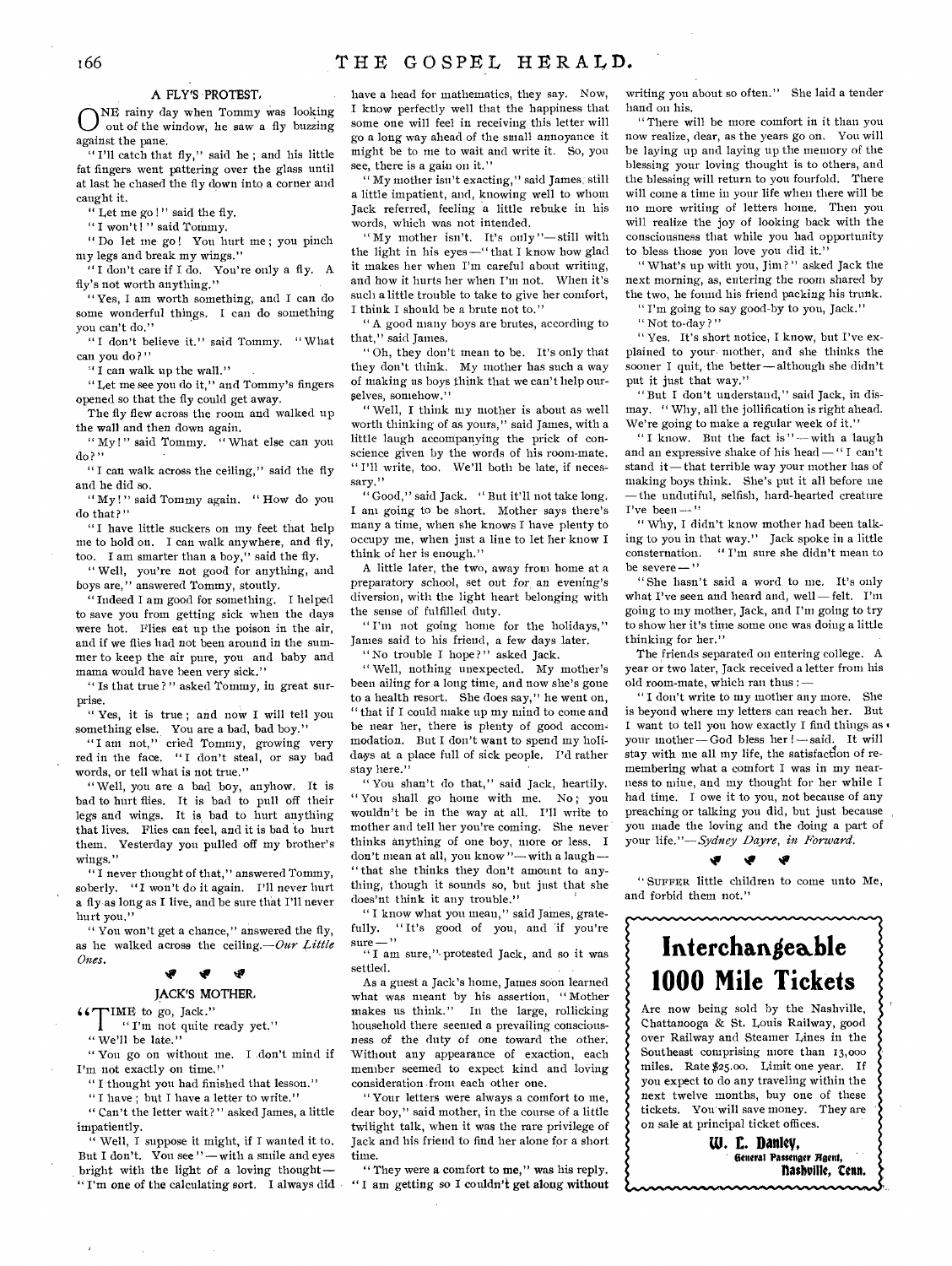### A FLY'S PROTEST.

ONE rainy day when Tommy was looking out of the window, he saw a fly buzzing against the pane.

"I'll catch that fly," said he; and his little fat fingers went pattering over the glass until at last he chased the fly down into a corner and caught it.

"Let me go!" said the fly.

"I won't!" said Tommy.

"Do let me go! You hurt me; you pinch my legs and break my wings."

"I don't care if I do. You're only a fly. A fly's not worth anything."

"Yes, I am worth something, and I can do some wonderful things. I can do something you can't do."

"I don't believe it." said Tommy. "What can you do?"

"I can walk up the wall."

"Let me see you do it," and Tommy's fingers opened so that the fly could get away.

The fly flew across the room and walked up the wall and then down again.

"My!" said Tommy. "What else can you do?"

"I can walk across the ceiling," said the fly and he did so.

"My!" said Tommy again. "How do you do that?"

"I have little suckers on my feet that help me to hold on. I can walk anywhere, and fly, too. I am smarter than a boy," said the fly.

"Well, you're not good for anything, and boys are," answered Tommy, stoutly.

"Indeed I am good for something. I helped to save you from getting sick when the days were hot. Flies eat up the poison in the air, and if we flies had not been around in the summer to keep the air pure, you and baby and mama would have been very sick."

"Is that true?" asked Tommy, in great surprise.

"Yes, it is true; and now I will tell you something else. You are a bad, bad boy."

"I am not," cried Tommy, growing very red in the face. "I don't steal, or say bad words, or tell what is not true."

"Well, you are a bad boy, anyhow. It is bad to hurt flies. It is bad to pull off their legs and wings. It is bad to hurt anything that lives. Flies can feel, and it is bad to hurt them. Yesterday you pulled off my brother's wings."

"I never thought of that," answered Tommy, soberly. "I won't do it again. I'll never hurt a fly as long as I live, and be sure that I'll never hurt you."

"You won't get a chance," answered the fly, as he walked across the ceiling.—*Our Little Ones.*

### JACK'S MOTHER.

"TIME to go, Jack."

"I'm not quite ready yet."

"We'll be late."

"You go on without me. I don't mind if I'm not exactly on time."

"I thought you had finished that lesson."

"I have; but I have a letter to write."

"Can't the letter wait?" asked James, a little impatiently.

"Well, I suppose it might, if I wanted it to. But I don't. You see"—with a smile and eyes bright with the light of a loving thought—"I'm one of the calculating sort. I always did have a head for mathematics, they say. Now, I know perfectly well that the happiness that some one will feel in receiving this letter will go a long way ahead of the small annoyance it might be to me to wait and write it. So, you see, there is a gain on it."

"My mother isn't exacting," said James, still a little impatient, and, knowing well to whom Jack referred, feeling a little rebuke in his words, which was not intended.

"My mother isn't. It's only"—still with the light in his eyes—"that I know how glad it makes her when I'm careful about writing, and how it hurts her when I'm not. When it's such a little trouble to take to give her comfort, I think I should be a brute not to."

"A good many boys are brutes, according to that," said James.

"Oh, they don't mean to be. It's only that they don't think. My mother has such a way of making us boys think that we can't help ourselves, somehow."

"Well, I think my mother is about as well worth thinking of as yours," said James, with a little laugh accompanying the prick of conscience given by the words of his room-mate. "I'll write, too. We'll both be late, if necessary."

"Good," said Jack. "But it'll not take long. I am going to be short. Mother says there's many a time, when she knows I have plenty to occupy me, when just a line to let her know I think of her is enough."

A little later, the two, away from home at a preparatory school, set out for an evening's diversion, with the light heart belonging with the sense of fulfilled duty.

"I'm not going home for the holidays," James said to his friend, a few days later.

"No trouble I hope?" asked Jack.

"Well, nothing unexpected. My mother's been ailing for a long time, and now she's gone to a health resort. She does say," he went on, "that if I could make up my mind to come and be near her, there is plenty of good accommodation. But I don't want to spend my holidays at a place full of sick people. I'd rather stay here."

"You shan't do that," said Jack, heartily. "You shall go home with me. No; you wouldn't be in the way at all. I'll write to mother and tell her you're coming. She never thinks anything of one boy, more or less. I don't mean at all, you know"—with a laugh—"that she thinks they don't amount to anything, though it sounds so, but just that she does'nt think it any trouble."

"I know what you mean," said James, gratefully. "It's good of you, and if you're sure—"

"I am sure," protested Jack, and so it was settled.

As a guest a Jack's home, James soon learned what was meant by his assertion, "Mother makes us think." In the large, rollicking household there seemed a prevailing consciousness of the duty of one toward the other. Without any appearance of exaction, each member seemed to expect kind and loving consideration from each other one.

"Your letters were always a comfort to me, dear boy," said mother, in the course of a little twilight talk, when it was the rare privilege of Jack and his friend to find her alone for a short time.

"They were a comfort to me," was his reply. "I am getting so I couldn't get along without writing you about so often." She laid a tender hand on his.

"There will be more comfort in it than you now realize, dear, as the years go on. You will be laying up and laying up the memory of the blessing your loving thought is to others, and the blessing will return to you fourfold. There will come a time in your life when there will be no more writing of letters home. Then you will realize the joy of looking back with the consciousness that while you had opportunity to bless those you love you did it."

"What's up with you, Jim?" asked Jack the next morning, as, entering the room shared by the two, he found his friend packing his trunk.

"I'm going to say good-by to you, Jack."

"Not to-day?"

"Yes. It's short notice, I know, but I've explained to your mother, and she thinks the sooner I quit, the better—although she didn't put it just that way."

"But I don't understand," said Jack, in dismay. "Why, all the jollification is right ahead. We're going to make a regular week of it."

"I know. But the fact is"—with a laugh and an expressive shake of his head—"I can't stand it—that terrible way your mother has of making boys think. She's put it all before me—the undutiful, selfish, hard-hearted creature I've been—"

"Why, I didn't know mother had been talking to you in that way." Jack spoke in a little consternation. "I'm sure she didn't mean to be severe—"

"She hasn't said a word to me. It's only what I've seen and heard and, well—felt. I'm going to my mother, Jack, and I'm going to try to show her it's time some one was doing a little thinking for her."

The friends separated on entering college. A year or two later, Jack received a letter from his old room-mate, which ran thus:—

"I don't write to my mother any more. She is beyond where my letters can reach her. But I want to tell you how exactly I find things as your mother—God bless her!—said. It will stay with me all my life, the satisfaction of remembering what a comfort I was in my nearness to mine, and my thought for her while I had time. I owe it to you, not because of any preaching or talking you did, but just because you made the loving and the doing a part of your life."—*Sydney Dayre, in Forward.*

"SUFFER little children to come unto Me, and forbid them not."

# Interchangeable 1000 Mile Tickets

Are now being sold by the Nashville, Chattanooga & St. Louis Railway, good over Railway and Steamer Lines in the Southeast comprising more than 13,000 miles. Rate $25.00. Limit one year. If you expect to do any traveling within the next twelve months, buy one of these tickets. You will save money. They are on sale at principal ticket offices.

**W. L. Danley,**
General Passenger Agent,
**Nashville, Tenn.**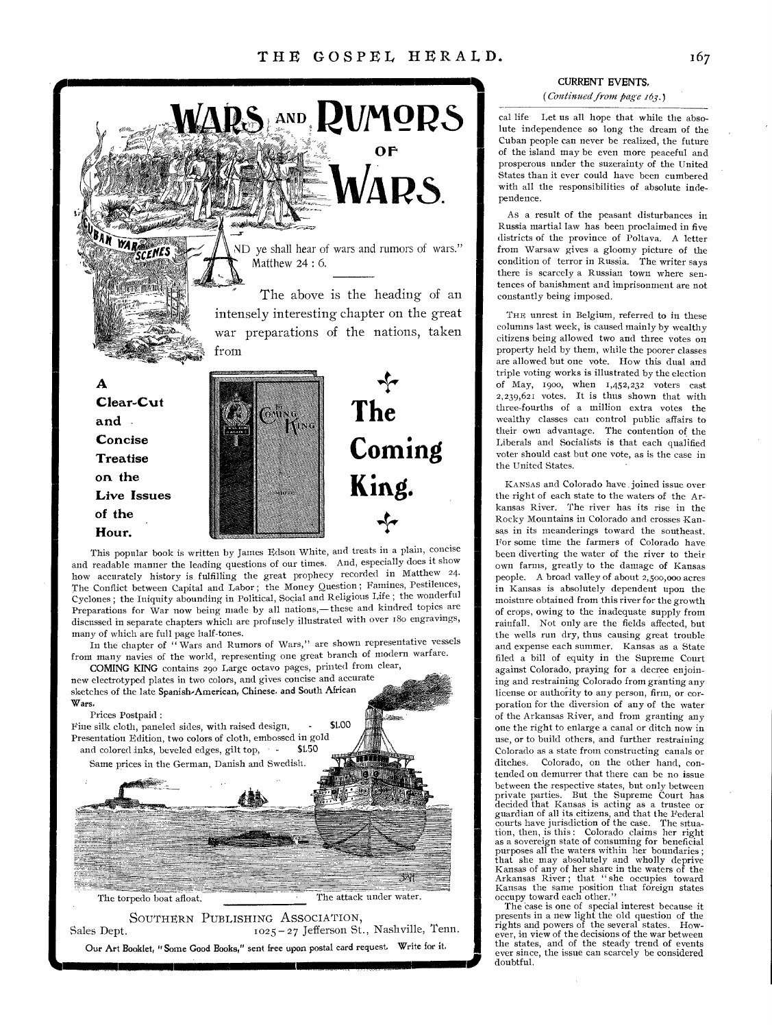# WARS AND RUMORS OF WARS.

"AND ye shall hear of wars and rumors of wars." Matthew 24 : 6.

The above is the heading of an intensely interesting chapter on the great war preparations of the nations, taken from

**A Clear-Cut and Concise Treatise on the Live Issues of the Hour.**

## The Coming King.

This popular book is written by James Edson White, and treats in a plain, concise and readable manner the leading questions of our times. And, especially does it show how accurately history is fulfilling the great prophecy recorded in Matthew 24. The Conflict between Capital and Labor; the Money Question; Famines, Pestilences, Cyclones; the Iniquity abounding in Political, Social and Religious Life; the wonderful Preparations for War now being made by all nations,—these and kindred topics are discussed in separate chapters which are profusely illustrated with over 180 engravings, many of which are full page half-tones.

In the chapter of "Wars and Rumors of Wars," are shown representative vessels from many navies of the world, representing one great branch of modern warfare.

COMING KING contains 290 Large octavo pages, printed from clear, new electrotyped plates in two colors, and gives concise and accurate sketches of the late Spanish-American, Chinese, and South African Wars.

Prices Postpaid:

Fine silk cloth, paneled sides, with raised design, - $1.00

Presentation Edition, two colors of cloth, embossed in gold and colored inks, beveled edges, gilt top, - - $1.50

Same prices in the German, Danish and Swedish.

The torpedo boat afloat. The attack under water.

SOUTHERN PUBLISHING ASSOCIATION,
Sales Dept. 1025-27 Jefferson St., Nashville, Tenn.

Our Art Booklet, "Some Good Books," sent free upon postal card request. Write for it.

## CURRENT EVENTS.

*(Continued from page 163.)*

cal life Let us all hope that while the absolute independence so long the dream of the Cuban people can never be realized, the future of the island may be even more peaceful and prosperous under the suzerainty of the United States than it ever could have been cumbered with all the responsibilities of absolute independence.

As a result of the peasant disturbances in Russia martial law has been proclaimed in five districts of the province of Poltava. A letter from Warsaw gives a gloomy picture of the condition of terror in Russia. The writer says there is scarcely a Russian town where sentences of banishment and imprisonment are not constantly being imposed.

THE unrest in Belgium, referred to in these columns last week, is caused mainly by wealthy citizens being allowed two and three votes on property held by them, while the poorer classes are allowed but one vote. How this dual and triple voting works is illustrated by the election of May, 1900, when 1,452,232 voters cast 2,239,621 votes. It is thus shown that with three-fourths of a million extra votes the wealthy classes can control public affairs to their own advantage. The contention of the Liberals and Socialists is that each qualified voter should cast but one vote, as is the case in the United States.

KANSAS and Colorado have joined issue over the right of each state to the waters of the Arkansas River. The river has its rise in the Rocky Mountains in Colorado and crosses Kansas in its meanderings toward the southeast. For some time the farmers of Colorado have been diverting the water of the river to their own farms, greatly to the damage of Kansas people. A broad valley of about 2,500,000 acres in Kansas is absolutely dependent upon the moisture obtained from this river for the growth of crops, owing to the inadequate supply from rainfall. Not only are the fields affected, but the wells run dry, thus causing great trouble and expense each summer. Kansas as a State filed a bill of equity in the Supreme Court against Colorado, praying for a decree enjoining and restraining Colorado from granting any license or authority to any person, firm, or corporation for the diversion of any of the water of the Arkansas River, and from granting any one the right to enlarge a canal or ditch now in use, or to build others, and further restraining Colorado as a state from constructing canals or ditches. Colorado, on the other hand, contended on demurrer that there can be no issue between the respective states, but only between private parties. But the Supreme Court has decided that Kansas is acting as a trustee or guardian of all its citizens, and that the Federal courts have jurisdiction of the case. The situation, then, is this: Colorado claims her right as a sovereign state of consuming for beneficial purposes all the waters within her boundaries; that she may absolutely and wholly deprive Kansas of any of her share in the waters of the Arkansas River; that "she occupies toward Kansas the same position that foreign states occupy toward each other."

The case is one of special interest because it presents in a new light the old question of the rights and powers of the several states. However, in view of the decisions of the war between the states, and of the steady trend of events ever since, the issue can scarcely be considered doubtful.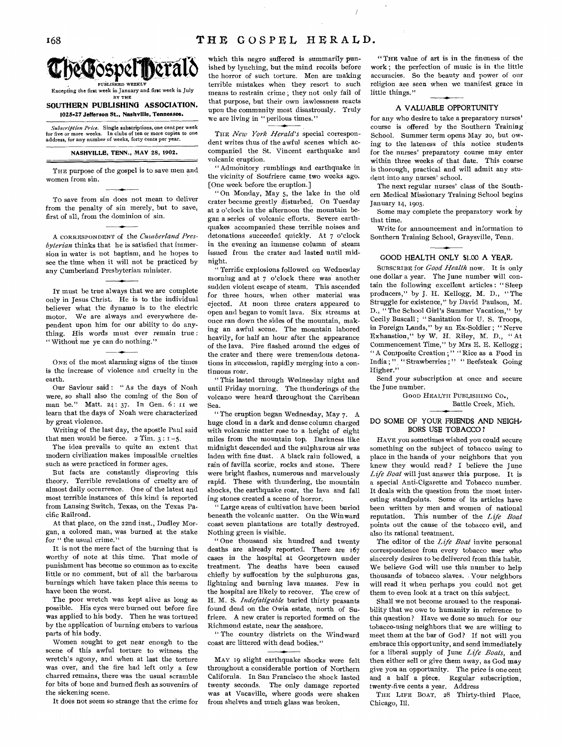# The Gospel Herald

PUBLISHED WEEKLY

Excepting the first week in January and first week in July

BY THE

**SOUTHERN PUBLISHING ASSOCIATION.**

**1025-27 Jefferson St., Nashville, Tennessee.**

*Subscription Price.* Single subscriptions, one cent per week for five or more weeks. In clubs of ten or more copies to one address, for any number of weeks, forty cents per year.

**NASHVILLE, TENN., MAY 28, 1902.**

THE purpose of the gospel is to save men and women from sin.

To save from sin does not mean to deliver from the penalty of sin merely, but to save, first of all, from the dominion of sin.

A CORRESPONDENT of the *Cumberland Presbyterian* thinks that he is satisfied that immersion in water is not baptism, and he hopes to see the time when it will not be practiced by any Cumberland Presbyterian minister.

IT must be true always that we are complete only in Jesus Christ. He is to the individual believer what the dynamo is to the electric motor. We are always and everywhere dependent upon him for our ability to do anything. His words must ever remain true: "Without me ye can do nothing."

ONE of the most alarming signs of the times is the increase of violence and cruelty in the earth.

Our Saviour said: "As the days of Noah were, so shall also the coming of the Son of man be." Matt. 24: 37. In Gen. 6: 11 we learn that the days of Noah were characterized by great violence.

Writing of the last day, the apostle Paul said that men would be fierce. 2 Tim. 3: 1-5.

The idea prevails to quite an extent that modern civilization makes impossible cruelties such as were practiced in former ages.

But facts are constantly disproving this theory. Terrible revelations of cruelty are of almost daily occurrence. One of the latest and most terrible instances of this kind is reported from Lansing Switch, Texas, on the Texas Pacific Railroad.

At that place, on the 22nd inst., Dudley Morgan, a colored man, was burned at the stake for "the usual crime."

It is not the mere fact of the burning that is worthy of note at this time. That mode of punishment has become so common as to excite little or no comment, but of all the barbarous burnings which have taken place this seems to have been the worst.

The poor wretch was kept alive as long as possible. His eyes were burned out before fire was applied to his body. Then he was tortured by the application of burning embers to various parts of his body.

Women sought to get near enough to the scene of this awful torture to witness the wretch's agony, and when at last the torture was over, and the fire had left only a few charred remains, there was the usual scramble for bits of bone and burned flesh as souvenirs of the sickening scene.

It does not seem so strange that the crime for which this negro suffered is summarily punished by lynching, but the mind recoils before the horror of such torture. Men are making terrible mistakes when they resort to such means to restrain crime; they not only fail of that purpose, but their own lawlessness reacts upon the community most disastrously. Truly we are living in "perilous times."

THE *New York Herald's* special correspondent writes thus of the awful scenes which accompanied the St. Vincent earthquake and volcanic eruption.

"Admonitory rumblings and earthquake in the vicinity of Soufriere came two weeks ago. [One week before the eruption.]

"On Monday, May 5, the lake in the old crater became greatly disturbed. On Tuesday at 2 o'clock in the afternoon the mountain began a series of volcanic efforts. Severe earthquakes accompanied these terrible noises and detonations succeeded quickly. At 7 o'clock in the evening an immense column of steam issued from the crater and lasted until midnight.

"Terrific explosions followed on Wednesday morning and at 7 o'clock there was another sudden violent escape of steam. This ascended for three hours, when other material was ejected. At noon three craters appeared to open and began to vomit lava. Six streams at once ran down the sides of the mountain, making an awful scene. The mountain labored heavily, for half an hour after the appearance of the lava. Fire flashed around the edges of the crater and there were tremendous detonations in succession, rapidly merging into a continuous roar.

"This lasted through Wednesday night and until Friday morning. The thunderings of the volcano were heard throughout the Carribean Sea.

"The eruption began Wednesday, May 7. A huge cloud in a dark and dense column charged with volcanic matter rose to a height of eight miles from the mountain top. Darkness like midnight descended and the sulphurous air was laden with fine dust. A black rain followed, a rain of favilla scoriæ, rocks and stone. There were bright flashes, numerous and marvelously rapid. These with thundering, the mountain shocks, the earthquake roar, the lava and falling stones created a scene of horror.

"Large areas of cultivation have been buried beneath the volcanic matter. On the Winward coast seven plantations are totally destroyed. Nothing green is visible.

"One thousand six hundred and twenty deaths are already reported. There are 167 cases in the hospital at Georgetown under treatment. The deaths have been caused chiefly by suffocation by the sulphurous gas, lightning and burning lava masses. Few in the hospital are likely to recover. The crew of H. M. S. *Indefatigable* buried thirty peasants found dead on the Owia estate, north of Sufriere. A new crater is reported formed on the Richmond estate, near the seashore.

"The country districts on the Windward coast are littered with dead bodies."

MAY 19 slight earthquake shocks were felt throughout a considerable portion of Northern California. In San Francisco the shock lasted twenty seconds. The only damage reported was at Vacaville, where goods were shaken from shelves and much glass was broken.

"THE value of art is in the fineness of the work; the perfection of music is in the little accuracies. So the beauty and power of our religion are seen when we manifest grace in little things."

### A VALUABLE OPPORTUNITY

for any who desire to take a preparatory nurses' course is offered by the Southern Training School. Summer term opens May 20, but owing to the lateness of this notice students for the nurses' preparatory course may enter within three weeks of that date. This course is thorough, practical and will admit any student into any nurses' school.

The next regular nurses' class of the Southern Medical Missionary Training School begins January 14, 1903.

Some may complete the preparatory work by that time.

Write for announcement and information to Southern Training School, Graysville, Tenn.

### GOOD HEALTH ONLY $1.00 A YEAR.

SUBSCRIBE for *Good Health* now. It is only one dollar a year. The June number will contain the following excellent articles: "Sleep producers," by J. H. Kellogg, M. D., "The Struggle for existence," by David Paulson, M. D., "The School Girl's Summer Vacation," by Cecily Buscall; "Sanitation for U. S. Troops, in Foreign Lands," by an Ex-Soldier; "Nerve Exhaustion," by W. H. Riley, M. D., "At Commencement Time," by Mrs E. E. Kellogg; "A Composite Creation;" "Rice as a Food in India;" "Strawberries;" "Beefsteak Going Higher."

Send your subscription at once and secure the June number.

GOOD HEALTH PUBLISHING CO.,
Battle Creek, Mich.

### DO SOME OF YOUR FRIENDS AND NEIGHBORS USE TOBACCO?

HAVE you sometimes wished you could secure something on the subject of tobacco using to place in the hands of your neighbors that you knew they would read? I believe the June *Life Boat* will just answer this purpose. It is a special Anti-Cigarette and Tobacco number. It deals with the question from the most interesting standpoints. Some of its articles have been written by men and women of national reputation. This number of the *Life Boat* points out the cause of the tobacco evil, and also its rational treatment.

The editor of the *Life Boat* invite personal correspondence from every tobacco user who sincerely desires to be delivered from this habit. We believe God will use this number to help thousands of tobacco slaves. Your neighbors will read it when perhaps you could not get them to even look at a tract on this subject.

Shall we not become aroused to the responsibility that we owe to humanity in reference to this question? Have we done so much for our tobacco-using neighbors that we are willing to meet them at the bar of God? If not will you embrace this opportunity, and send immediately for a liberal supply of June *Life Boats*, and then either sell or give them away, as God may give you an opportunity. The price is one cent and a half a piece. Regular subscription, twenty-five cents a year. Address

THE LIFE BOAT, 28 Thirty-third Place, Chicago, Ill.